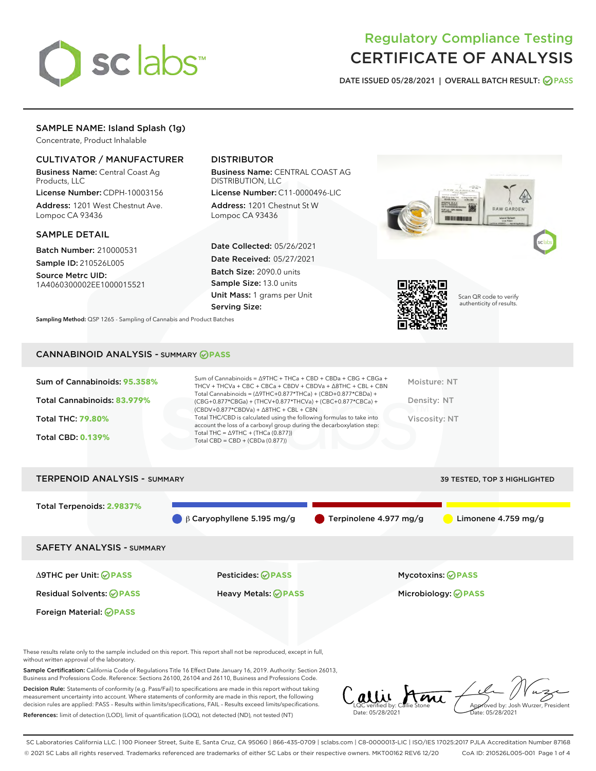# Regulatory Compliance Testing

# CERTIFICATE OF ANALYSIS

DATE ISSUED 05/28/2021 | OVERALL BATCH RESULT: PASS

## SAMPLE NAME: Island Splash (1g)

Concentrate, Product Inhalable

### CULTIVATOR / MANUFACTURER

**Business Name:** Central Coast Ag Products, LLC

**License Number:** CDPH-10003156

**Address:** 1201 West Chestnut Ave. Lompoc CA 93436

### DISTRIBUTOR

**Business Name:** CENTRAL COAST AG DISTRIBUTION, LLC

**License Number:** C11-0000496-LIC

**Address:** 1201 Chestnut St W Lompoc CA 93436

### SAMPLE DETAIL

**Batch Number:** 210000531

**Sample ID:** 210526L005

**Source Metrc UID:** 1A4060300002EE1000015521

**Date Collected:** 05/26/2021

**Date Received:** 05/27/2021

**Batch Size:** 2090.0 units

**Sample Size:** 13.0 units

**Unit Mass:** 1 grams per Unit

**Serving Size:**

Scan QR code to verify authenticity of results.

**Sampling Method:** QSP 1265 - Sampling of Cannabis and Product Batches

## CANNABINOID ANALYSIS - SUMMARY PASS

Sum of Cannabinoids: **95.358%**

Total Cannabinoids: **83.979%**

Total THC: **79.80%**

Total CBD: **0.139%**

Sum of Cannabinoids = Δ9THC + THCa + CBD + CBDa + CBG + CBGa + THCV + THCVa + CBC + CBCa + CBDV + CBDVa + Δ8THC + CBL + CBN

Total Cannabinoids = (Δ9THC+0.877*THCa) + (CBD+0.877*CBDa) + (CBG+0.877*CBGa) + (THCV+0.877*THCVa) + (CBC+0.877*CBCa) + (CBDV+0.877*CBDVa) + Δ8THC + CBL + CBN

Total THC/CBD is calculated using the following formulas to take into account the loss of a carboxyl group during the decarboxylation step:

Total THC = Δ9THC + (THCa (0.877))

Total CBD = CBD + (CBDa (0.877))

Moisture: NT

Density: NT

Viscosity: NT

## TERPENOID ANALYSIS - SUMMARY

39 TESTED, TOP 3 HIGHLIGHTED

Total Terpenoids: **2.9837%**

β Caryophyllene 5.195 mg/g | Terpinolene 4.977 mg/g | Limonene 4.759 mg/g

## SAFETY ANALYSIS - SUMMARY

| | | |
|---|---|---|
| Δ9THC per Unit: PASS | Pesticides: PASS | Mycotoxins: PASS |
| Residual Solvents: PASS | Heavy Metals: PASS | Microbiology: PASS |
| Foreign Material: PASS | | |

These results relate only to the sample included on this report. This report shall not be reproduced, except in full, without written approval of the laboratory.

**Sample Certification:** California Code of Regulations Title 16 Effect Date January 16, 2019. Authority: Section 26013, Business and Professions Code. Reference: Sections 26100, 26104 and 26110, Business and Professions Code.

**Decision Rule:** Statements of conformity (e.g. Pass/Fail) to specifications are made in this report without taking measurement uncertainty into account. Where statements of conformity are made in this report, the following decision rules are applied: PASS – Results within limits/specifications, FAIL – Results exceed limits/specifications.

**References:** limit of detection (LOD), limit of quantification (LOQ), not detected (ND), not tested (NT)

LQC verified by: Callie Stone
Date: 05/28/2021

Approved by: Josh Wurzer, President
Date: 05/28/2021

SC Laboratories California LLC. | 100 Pioneer Street, Suite E, Santa Cruz, CA 95060 | 866-435-0709 | sclabs.com | C8-0000013-LIC | ISO/IES 17025:2017 PJLA Accreditation Number 87168
© 2021 SC Labs all rights reserved. Trademarks referenced are trademarks of either SC Labs or their respective owners. MKT00162 REV6 12/20 CoA ID: 210526L005-001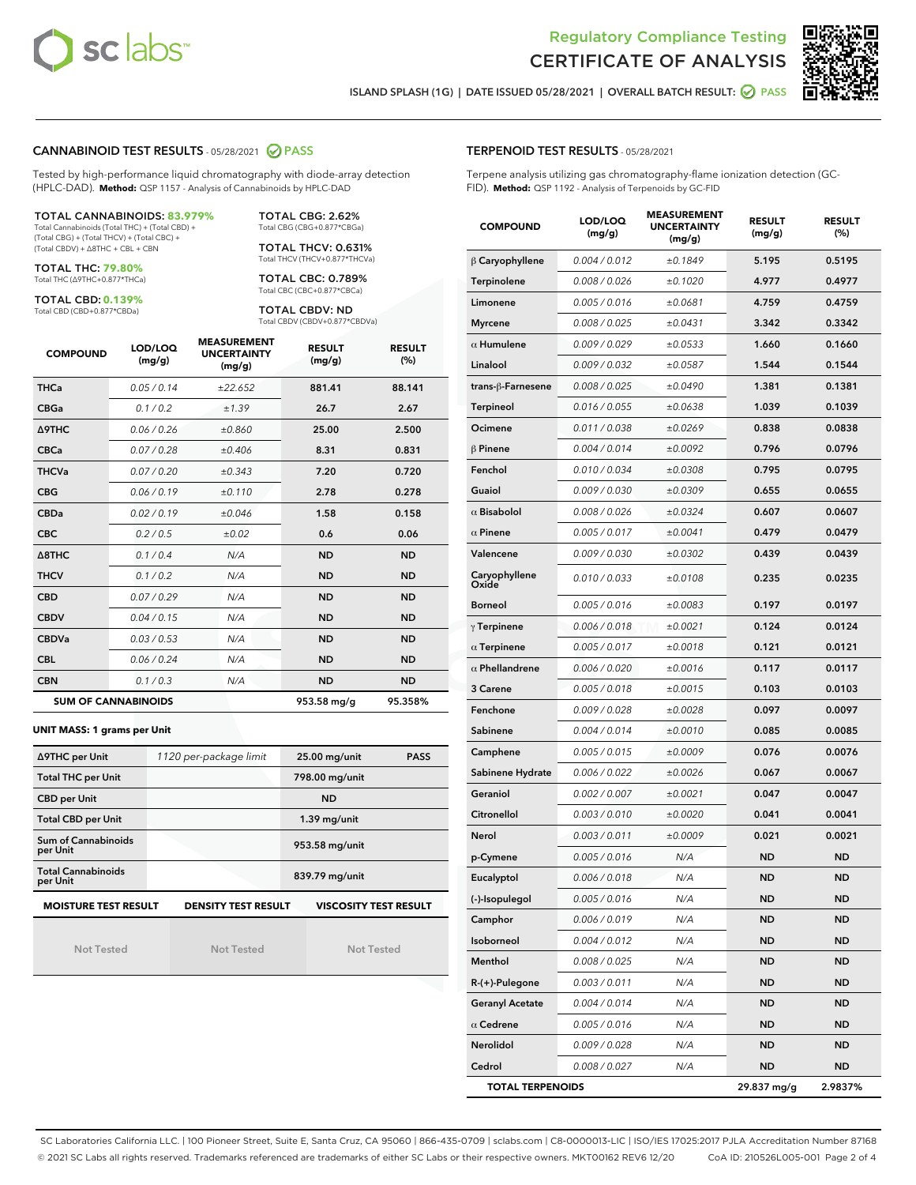# Regulatory Compliance Testing
# CERTIFICATE OF ANALYSIS

ISLAND SPLASH (1G) | DATE ISSUED 05/28/2021 | OVERALL BATCH RESULT: PASS

## CANNABINOID TEST RESULTS - 05/28/2021 PASS

Tested by high-performance liquid chromatography with diode-array detection (HPLC-DAD). **Method:** QSP 1157 - Analysis of Cannabinoids by HPLC-DAD

**TOTAL CANNABINOIDS: 83.979%**
Total Cannabinoids (Total THC) + (Total CBD) + (Total CBG) + (Total THCV) + (Total CBC) + (Total CBDV) + Δ8THC + CBL + CBN

**TOTAL THC: 79.80%**
Total THC (Δ9THC+0.877*THCa)

**TOTAL CBD: 0.139%**
Total CBD (CBD+0.877*CBDa)

**TOTAL CBG: 2.62%**
Total CBG (CBG+0.877*CBGa)

**TOTAL THCV: 0.631%**
Total THCV (THCV+0.877*THCVa)

**TOTAL CBC: 0.789%**
Total CBC (CBC+0.877*CBCa)

**TOTAL CBDV: ND**
Total CBDV (CBDV+0.877*CBDVa)

| COMPOUND | LOD/LOQ (mg/g) | MEASUREMENT UNCERTAINTY (mg/g) | RESULT (mg/g) | RESULT (%) |
|---|---|---|---|---|
| THCa | 0.05 / 0.14 | ±22.652 | 881.41 | 88.141 |
| CBGa | 0.1 / 0.2 | ±1.39 | 26.7 | 2.67 |
| Δ9THC | 0.06 / 0.26 | ±0.860 | 25.00 | 2.500 |
| CBCa | 0.07 / 0.28 | ±0.406 | 8.31 | 0.831 |
| THCVa | 0.07 / 0.20 | ±0.343 | 7.20 | 0.720 |
| CBG | 0.06 / 0.19 | ±0.110 | 2.78 | 0.278 |
| CBDa | 0.02 / 0.19 | ±0.046 | 1.58 | 0.158 |
| CBC | 0.2 / 0.5 | ±0.02 | 0.6 | 0.06 |
| Δ8THC | 0.1 / 0.4 | N/A | ND | ND |
| THCV | 0.1 / 0.2 | N/A | ND | ND |
| CBD | 0.07 / 0.29 | N/A | ND | ND |
| CBDV | 0.04 / 0.15 | N/A | ND | ND |
| CBDVa | 0.03 / 0.53 | N/A | ND | ND |
| CBL | 0.06 / 0.24 | N/A | ND | ND |
| CBN | 0.1 / 0.3 | N/A | ND | ND |
| **SUM OF CANNABINOIDS** | | | 953.58 mg/g | 95.358% |

**UNIT MASS: 1 grams per Unit**

| | | | |
|---|---|---|---|
| Δ9THC per Unit | 1120 per-package limit | 25.00 mg/unit | PASS |
| Total THC per Unit | | 798.00 mg/unit | |
| CBD per Unit | | ND | |
| Total CBD per Unit | | 1.39 mg/unit | |
| Sum of Cannabinoids per Unit | | 953.58 mg/unit | |
| Total Cannabinoids per Unit | | 839.79 mg/unit | |

| MOISTURE TEST RESULT | DENSITY TEST RESULT | VISCOSITY TEST RESULT |
|---|---|---|
| Not Tested | Not Tested | Not Tested |

## TERPENOID TEST RESULTS - 05/28/2021

Terpene analysis utilizing gas chromatography-flame ionization detection (GC-FID). **Method:** QSP 1192 - Analysis of Terpenoids by GC-FID

| COMPOUND | LOD/LOQ (mg/g) | MEASUREMENT UNCERTAINTY (mg/g) | RESULT (mg/g) | RESULT (%) |
|---|---|---|---|---|
| β Caryophyllene | 0.004 / 0.012 | ±0.1849 | 5.195 | 0.5195 |
| Terpinolene | 0.008 / 0.026 | ±0.1020 | 4.977 | 0.4977 |
| Limonene | 0.005 / 0.016 | ±0.0681 | 4.759 | 0.4759 |
| Myrcene | 0.008 / 0.025 | ±0.0431 | 3.342 | 0.3342 |
| α Humulene | 0.009 / 0.029 | ±0.0533 | 1.660 | 0.1660 |
| Linalool | 0.009 / 0.032 | ±0.0587 | 1.544 | 0.1544 |
| trans-β-Farnesene | 0.008 / 0.025 | ±0.0490 | 1.381 | 0.1381 |
| Terpineol | 0.016 / 0.055 | ±0.0638 | 1.039 | 0.1039 |
| Ocimene | 0.011 / 0.038 | ±0.0269 | 0.838 | 0.0838 |
| β Pinene | 0.004 / 0.014 | ±0.0092 | 0.796 | 0.0796 |
| Fenchol | 0.010 / 0.034 | ±0.0308 | 0.795 | 0.0795 |
| Guaiol | 0.009 / 0.030 | ±0.0309 | 0.655 | 0.0655 |
| α Bisabolol | 0.008 / 0.026 | ±0.0324 | 0.607 | 0.0607 |
| α Pinene | 0.005 / 0.017 | ±0.0041 | 0.479 | 0.0479 |
| Valencene | 0.009 / 0.030 | ±0.0302 | 0.439 | 0.0439 |
| Caryophyllene Oxide | 0.010 / 0.033 | ±0.0108 | 0.235 | 0.0235 |
| Borneol | 0.005 / 0.016 | ±0.0083 | 0.197 | 0.0197 |
| γ Terpinene | 0.006 / 0.018 | ±0.0021 | 0.124 | 0.0124 |
| α Terpinene | 0.005 / 0.017 | ±0.0018 | 0.121 | 0.0121 |
| α Phellandrene | 0.006 / 0.020 | ±0.0016 | 0.117 | 0.0117 |
| 3 Carene | 0.005 / 0.018 | ±0.0015 | 0.103 | 0.0103 |
| Fenchone | 0.009 / 0.028 | ±0.0028 | 0.097 | 0.0097 |
| Sabinene | 0.004 / 0.014 | ±0.0010 | 0.085 | 0.0085 |
| Camphene | 0.005 / 0.015 | ±0.0009 | 0.076 | 0.0076 |
| Sabinene Hydrate | 0.006 / 0.022 | ±0.0026 | 0.067 | 0.0067 |
| Geraniol | 0.002 / 0.007 | ±0.0021 | 0.047 | 0.0047 |
| Citronellol | 0.003 / 0.010 | ±0.0020 | 0.041 | 0.0041 |
| Nerol | 0.003 / 0.011 | ±0.0009 | 0.021 | 0.0021 |
| p-Cymene | 0.005 / 0.016 | N/A | ND | ND |
| Eucalyptol | 0.006 / 0.018 | N/A | ND | ND |
| (-)-Isopulegol | 0.005 / 0.016 | N/A | ND | ND |
| Camphor | 0.006 / 0.019 | N/A | ND | ND |
| Isoborneol | 0.004 / 0.012 | N/A | ND | ND |
| Menthol | 0.008 / 0.025 | N/A | ND | ND |
| R-(+)-Pulegone | 0.003 / 0.011 | N/A | ND | ND |
| Geranyl Acetate | 0.004 / 0.014 | N/A | ND | ND |
| α Cedrene | 0.005 / 0.016 | N/A | ND | ND |
| Nerolidol | 0.009 / 0.028 | N/A | ND | ND |
| Cedrol | 0.008 / 0.027 | N/A | ND | ND |
| **TOTAL TERPENOIDS** | | | 29.837 mg/g | 2.9837% |

SC Laboratories California LLC. | 100 Pioneer Street, Suite E, Santa Cruz, CA 95060 | 866-435-0709 | sclabs.com | C8-0000013-LIC | ISO/IES 17025:2017 PJLA Accreditation Number 87168
© 2021 SC Labs all rights reserved. Trademarks referenced are trademarks of either SC Labs or their respective owners. MKT00162 REV6 12/20 CoA ID: 210526L005-001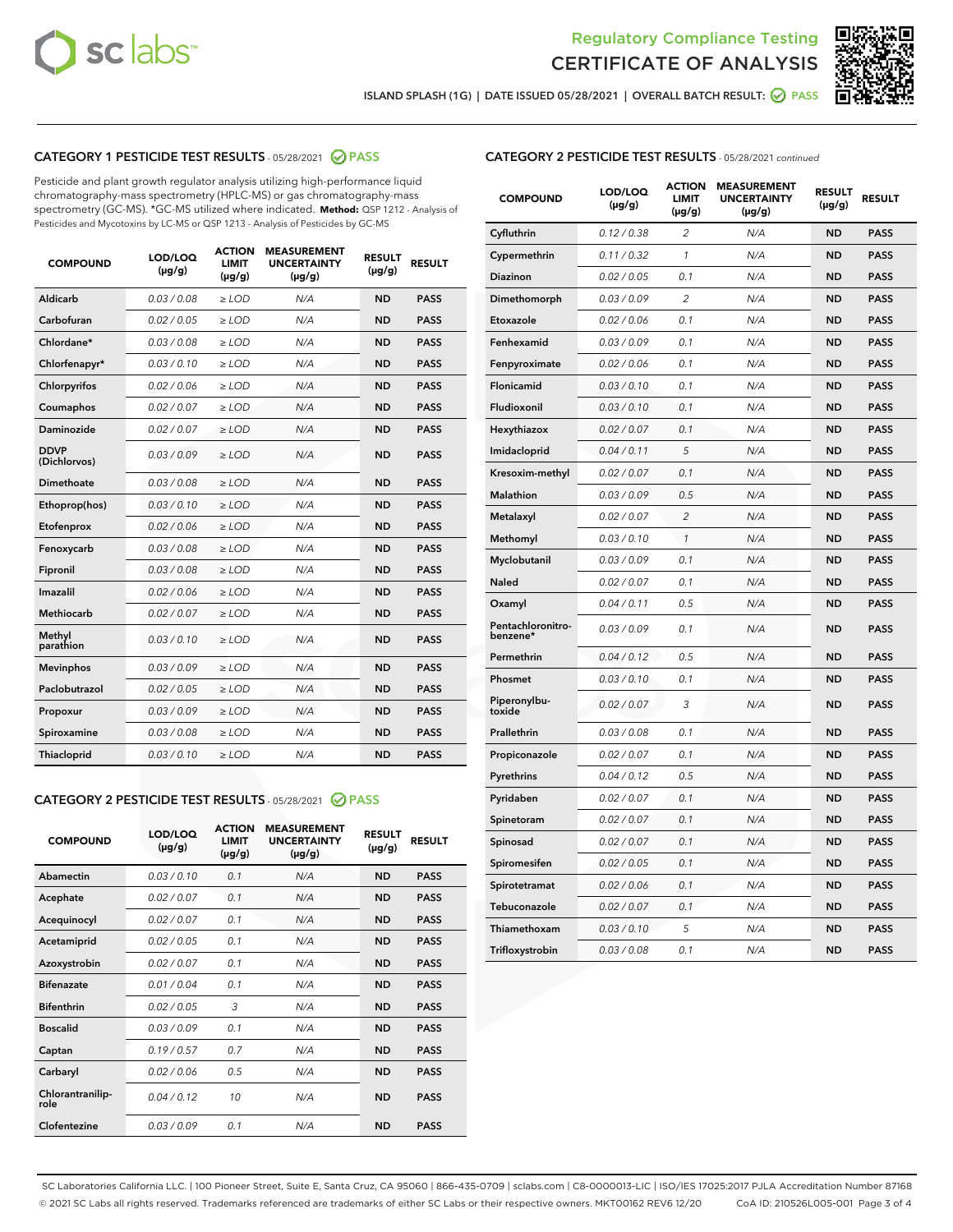ISLAND SPLASH (1G) | DATE ISSUED 05/28/2021 | OVERALL BATCH RESULT: PASS

## CATEGORY 1 PESTICIDE TEST RESULTS - 05/28/2021 PASS

Pesticide and plant growth regulator analysis utilizing high-performance liquid chromatography-mass spectrometry (HPLC-MS) or gas chromatography-mass spectrometry (GC-MS). *GC-MS utilized where indicated. **Method:** QSP 1212 - Analysis of Pesticides and Mycotoxins by LC-MS or QSP 1213 - Analysis of Pesticides by GC-MS

| COMPOUND | LOD/LOQ (µg/g) | ACTION LIMIT (µg/g) | MEASUREMENT UNCERTAINTY (µg/g) | RESULT (µg/g) | RESULT |
|---|---|---|---|---|---|
| Aldicarb | 0.03 / 0.08 | ≥ LOD | N/A | ND | PASS |
| Carbofuran | 0.02 / 0.05 | ≥ LOD | N/A | ND | PASS |
| Chlordane* | 0.03 / 0.08 | ≥ LOD | N/A | ND | PASS |
| Chlorfenapyr* | 0.03 / 0.10 | ≥ LOD | N/A | ND | PASS |
| Chlorpyrifos | 0.02 / 0.06 | ≥ LOD | N/A | ND | PASS |
| Coumaphos | 0.02 / 0.07 | ≥ LOD | N/A | ND | PASS |
| Daminozide | 0.02 / 0.07 | ≥ LOD | N/A | ND | PASS |
| DDVP (Dichlorvos) | 0.03 / 0.09 | ≥ LOD | N/A | ND | PASS |
| Dimethoate | 0.03 / 0.08 | ≥ LOD | N/A | ND | PASS |
| Ethoprop(hos) | 0.03 / 0.10 | ≥ LOD | N/A | ND | PASS |
| Etofenprox | 0.02 / 0.06 | ≥ LOD | N/A | ND | PASS |
| Fenoxycarb | 0.03 / 0.08 | ≥ LOD | N/A | ND | PASS |
| Fipronil | 0.03 / 0.08 | ≥ LOD | N/A | ND | PASS |
| Imazalil | 0.02 / 0.06 | ≥ LOD | N/A | ND | PASS |
| Methiocarb | 0.02 / 0.07 | ≥ LOD | N/A | ND | PASS |
| Methyl parathion | 0.03 / 0.10 | ≥ LOD | N/A | ND | PASS |
| Mevinphos | 0.03 / 0.09 | ≥ LOD | N/A | ND | PASS |
| Paclobutrazol | 0.02 / 0.05 | ≥ LOD | N/A | ND | PASS |
| Propoxur | 0.03 / 0.09 | ≥ LOD | N/A | ND | PASS |
| Spiroxamine | 0.03 / 0.08 | ≥ LOD | N/A | ND | PASS |
| Thiacloprid | 0.03 / 0.10 | ≥ LOD | N/A | ND | PASS |

## CATEGORY 2 PESTICIDE TEST RESULTS - 05/28/2021 PASS

| COMPOUND | LOD/LOQ (µg/g) | ACTION LIMIT (µg/g) | MEASUREMENT UNCERTAINTY (µg/g) | RESULT (µg/g) | RESULT |
|---|---|---|---|---|---|
| Abamectin | 0.03 / 0.10 | 0.1 | N/A | ND | PASS |
| Acephate | 0.02 / 0.07 | 0.1 | N/A | ND | PASS |
| Acequinocyl | 0.02 / 0.07 | 0.1 | N/A | ND | PASS |
| Acetamiprid | 0.02 / 0.05 | 0.1 | N/A | ND | PASS |
| Azoxystrobin | 0.02 / 0.07 | 0.1 | N/A | ND | PASS |
| Bifenazate | 0.01 / 0.04 | 0.1 | N/A | ND | PASS |
| Bifenthrin | 0.02 / 0.05 | 3 | N/A | ND | PASS |
| Boscalid | 0.03 / 0.09 | 0.1 | N/A | ND | PASS |
| Captan | 0.19 / 0.57 | 0.7 | N/A | ND | PASS |
| Carbaryl | 0.02 / 0.06 | 0.5 | N/A | ND | PASS |
| Chlorantraniliprole | 0.04 / 0.12 | 10 | N/A | ND | PASS |
| Clofentezine | 0.03 / 0.09 | 0.1 | N/A | ND | PASS |
| Cyfluthrin | 0.12 / 0.38 | 2 | N/A | ND | PASS |
| Cypermethrin | 0.11 / 0.32 | 1 | N/A | ND | PASS |
| Diazinon | 0.02 / 0.05 | 0.1 | N/A | ND | PASS |
| Dimethomorph | 0.03 / 0.09 | 2 | N/A | ND | PASS |
| Etoxazole | 0.02 / 0.06 | 0.1 | N/A | ND | PASS |
| Fenhexamid | 0.03 / 0.09 | 0.1 | N/A | ND | PASS |
| Fenpyroximate | 0.02 / 0.06 | 0.1 | N/A | ND | PASS |
| Flonicamid | 0.03 / 0.10 | 0.1 | N/A | ND | PASS |
| Fludioxonil | 0.03 / 0.10 | 0.1 | N/A | ND | PASS |
| Hexythiazox | 0.02 / 0.07 | 0.1 | N/A | ND | PASS |
| Imidacloprid | 0.04 / 0.11 | 5 | N/A | ND | PASS |
| Kresoxim-methyl | 0.02 / 0.07 | 0.1 | N/A | ND | PASS |
| Malathion | 0.03 / 0.09 | 0.5 | N/A | ND | PASS |
| Metalaxyl | 0.02 / 0.07 | 2 | N/A | ND | PASS |
| Methomyl | 0.03 / 0.10 | 1 | N/A | ND | PASS |
| Myclobutanil | 0.03 / 0.09 | 0.1 | N/A | ND | PASS |
| Naled | 0.02 / 0.07 | 0.1 | N/A | ND | PASS |
| Oxamyl | 0.04 / 0.11 | 0.5 | N/A | ND | PASS |
| Pentachloronitrobenzene* | 0.03 / 0.09 | 0.1 | N/A | ND | PASS |
| Permethrin | 0.04 / 0.12 | 0.5 | N/A | ND | PASS |
| Phosmet | 0.03 / 0.10 | 0.1 | N/A | ND | PASS |
| Piperonylbutoxide | 0.02 / 0.07 | 3 | N/A | ND | PASS |
| Prallethrin | 0.03 / 0.08 | 0.1 | N/A | ND | PASS |
| Propiconazole | 0.02 / 0.07 | 0.1 | N/A | ND | PASS |
| Pyrethrins | 0.04 / 0.12 | 0.5 | N/A | ND | PASS |
| Pyridaben | 0.02 / 0.07 | 0.1 | N/A | ND | PASS |
| Spinetoram | 0.02 / 0.07 | 0.1 | N/A | ND | PASS |
| Spinosad | 0.02 / 0.07 | 0.1 | N/A | ND | PASS |
| Spiromesifen | 0.02 / 0.05 | 0.1 | N/A | ND | PASS |
| Spirotetramat | 0.02 / 0.06 | 0.1 | N/A | ND | PASS |
| Tebuconazole | 0.02 / 0.07 | 0.1 | N/A | ND | PASS |
| Thiamethoxam | 0.03 / 0.10 | 5 | N/A | ND | PASS |
| Trifloxystrobin | 0.03 / 0.08 | 0.1 | N/A | ND | PASS |

SC Laboratories California LLC. | 100 Pioneer Street, Suite E, Santa Cruz, CA 95060 | 866-435-0709 | sclabs.com | C8-0000013-LIC | ISO/IES 17025:2017 PJLA Accreditation Number 87168
© 2021 SC Labs all rights reserved. Trademarks referenced are trademarks of either SC Labs or their respective owners. MKT00162 REV6 12/20 CoA ID: 210526L005-001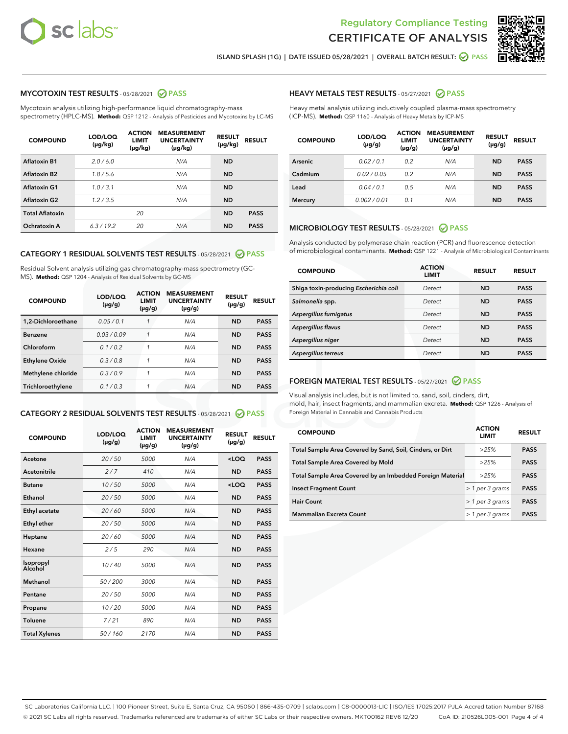Regulatory Compliance Testing
CERTIFICATE OF ANALYSIS

ISLAND SPLASH (1G) | DATE ISSUED 05/28/2021 | OVERALL BATCH RESULT: PASS

## MYCOTOXIN TEST RESULTS - 05/28/2021 PASS

Mycotoxin analysis utilizing high-performance liquid chromatography-mass spectrometry (HPLC-MS). **Method:** QSP 1212 - Analysis of Pesticides and Mycotoxins by LC-MS

| COMPOUND | LOD/LOQ (µg/kg) | ACTION LIMIT (µg/kg) | MEASUREMENT UNCERTAINTY (µg/kg) | RESULT (µg/kg) | RESULT |
|---|---|---|---|---|---|
| Aflatoxin B1 | 2.0 / 6.0 | | N/A | ND | |
| Aflatoxin B2 | 1.8 / 5.6 | | N/A | ND | |
| Aflatoxin G1 | 1.0 / 3.1 | | N/A | ND | |
| Aflatoxin G2 | 1.2 / 3.5 | | N/A | ND | |
| Total Aflatoxin | | 20 | | ND | PASS |
| Ochratoxin A | 6.3 / 19.2 | 20 | N/A | ND | PASS |

## CATEGORY 1 RESIDUAL SOLVENTS TEST RESULTS - 05/28/2021 PASS

Residual Solvent analysis utilizing gas chromatography-mass spectrometry (GC-MS). **Method:** QSP 1204 - Analysis of Residual Solvents by GC-MS

| COMPOUND | LOD/LOQ (µg/g) | ACTION LIMIT (µg/g) | MEASUREMENT UNCERTAINTY (µg/g) | RESULT (µg/g) | RESULT |
|---|---|---|---|---|---|
| 1,2-Dichloroethane | 0.05 / 0.1 | 1 | N/A | ND | PASS |
| Benzene | 0.03 / 0.09 | 1 | N/A | ND | PASS |
| Chloroform | 0.1 / 0.2 | 1 | N/A | ND | PASS |
| Ethylene Oxide | 0.3 / 0.8 | 1 | N/A | ND | PASS |
| Methylene chloride | 0.3 / 0.9 | 1 | N/A | ND | PASS |
| Trichloroethylene | 0.1 / 0.3 | 1 | N/A | ND | PASS |

## CATEGORY 2 RESIDUAL SOLVENTS TEST RESULTS - 05/28/2021 PASS

| COMPOUND | LOD/LOQ (µg/g) | ACTION LIMIT (µg/g) | MEASUREMENT UNCERTAINTY (µg/g) | RESULT (µg/g) | RESULT |
|---|---|---|---|---|---|
| Acetone | 20 / 50 | 5000 | N/A | <LOQ | PASS |
| Acetonitrile | 2 / 7 | 410 | N/A | ND | PASS |
| Butane | 10 / 50 | 5000 | N/A | <LOQ | PASS |
| Ethanol | 20 / 50 | 5000 | N/A | ND | PASS |
| Ethyl acetate | 20 / 60 | 5000 | N/A | ND | PASS |
| Ethyl ether | 20 / 50 | 5000 | N/A | ND | PASS |
| Heptane | 20 / 60 | 5000 | N/A | ND | PASS |
| Hexane | 2 / 5 | 290 | N/A | ND | PASS |
| Isopropyl Alcohol | 10 / 40 | 5000 | N/A | ND | PASS |
| Methanol | 50 / 200 | 3000 | N/A | ND | PASS |
| Pentane | 20 / 50 | 5000 | N/A | ND | PASS |
| Propane | 10 / 20 | 5000 | N/A | ND | PASS |
| Toluene | 7 / 21 | 890 | N/A | ND | PASS |
| Total Xylenes | 50 / 160 | 2170 | N/A | ND | PASS |

## HEAVY METALS TEST RESULTS - 05/27/2021 PASS

Heavy metal analysis utilizing inductively coupled plasma-mass spectrometry (ICP-MS). **Method:** QSP 1160 - Analysis of Heavy Metals by ICP-MS

| COMPOUND | LOD/LOQ (µg/g) | ACTION LIMIT (µg/g) | MEASUREMENT UNCERTAINTY (µg/g) | RESULT (µg/g) | RESULT |
|---|---|---|---|---|---|
| Arsenic | 0.02 / 0.1 | 0.2 | N/A | ND | PASS |
| Cadmium | 0.02 / 0.05 | 0.2 | N/A | ND | PASS |
| Lead | 0.04 / 0.1 | 0.5 | N/A | ND | PASS |
| Mercury | 0.002 / 0.01 | 0.1 | N/A | ND | PASS |

## MICROBIOLOGY TEST RESULTS - 05/28/2021 PASS

Analysis conducted by polymerase chain reaction (PCR) and fluorescence detection of microbiological contaminants. **Method:** QSP 1221 - Analysis of Microbiological Contaminants

| COMPOUND | ACTION LIMIT | RESULT | RESULT |
|---|---|---|---|
| Shiga toxin-producing *Escherichia coli* | Detect | ND | PASS |
| *Salmonella* spp. | Detect | ND | PASS |
| *Aspergillus fumigatus* | Detect | ND | PASS |
| *Aspergillus flavus* | Detect | ND | PASS |
| *Aspergillus niger* | Detect | ND | PASS |
| *Aspergillus terreus* | Detect | ND | PASS |

## FOREIGN MATERIAL TEST RESULTS - 05/27/2021 PASS

Visual analysis includes, but is not limited to, sand, soil, cinders, dirt, mold, hair, insect fragments, and mammalian excreta. **Method:** QSP 1226 - Analysis of Foreign Material in Cannabis and Cannabis Products

| COMPOUND | ACTION LIMIT | RESULT |
|---|---|---|
| Total Sample Area Covered by Sand, Soil, Cinders, or Dirt | >25% | PASS |
| Total Sample Area Covered by Mold | >25% | PASS |
| Total Sample Area Covered by an Imbedded Foreign Material | >25% | PASS |
| Insect Fragment Count | > 1 per 3 grams | PASS |
| Hair Count | > 1 per 3 grams | PASS |
| Mammalian Excreta Count | > 1 per 3 grams | PASS |

SC Laboratories California LLC. | 100 Pioneer Street, Suite E, Santa Cruz, CA 95060 | 866-435-0709 | sclabs.com | C8-0000013-LIC | ISO/IES 17025:2017 PJLA Accreditation Number 87168
© 2021 SC Labs all rights reserved. Trademarks referenced are trademarks of either SC Labs or their respective owners. MKT00162 REV6 12/20 CoA ID: 210526L005-001